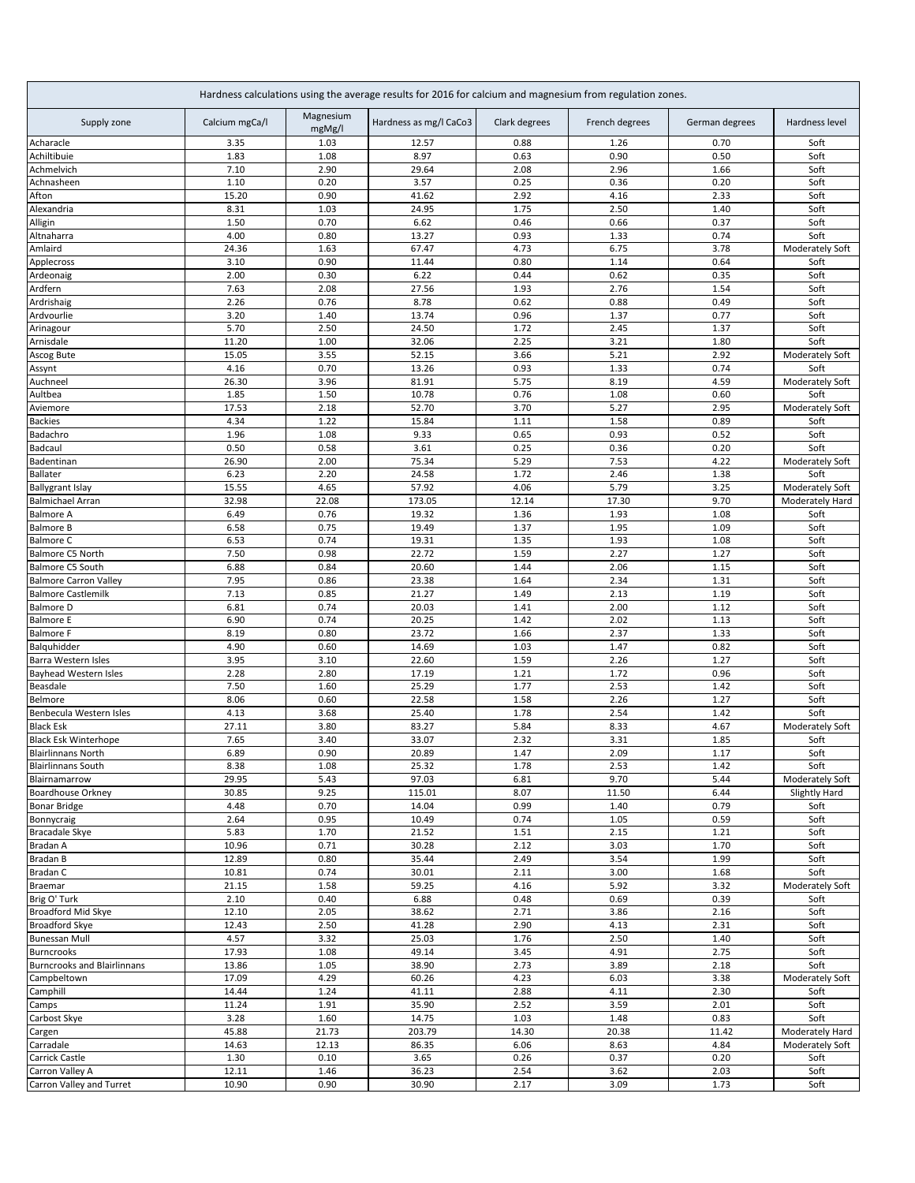| Hardness calculations using the average results for 2016 for calcium and magnesium from regulation zones. | | | | | | | |
|---|---|---|---|---|---|---|---|
| Supply zone | Calcium mgCa/l | Magnesium mgMg/l | Hardness as mg/l CaCo3 | Clark degrees | French degrees | German degrees | Hardness level |
| Acharacle | 3.35 | 1.03 | 12.57 | 0.88 | 1.26 | 0.70 | Soft |
| Achiltibuie | 1.83 | 1.08 | 8.97 | 0.63 | 0.90 | 0.50 | Soft |
| Achmelvich | 7.10 | 2.90 | 29.64 | 2.08 | 2.96 | 1.66 | Soft |
| Achnasheen | 1.10 | 0.20 | 3.57 | 0.25 | 0.36 | 0.20 | Soft |
| Afton | 15.20 | 0.90 | 41.62 | 2.92 | 4.16 | 2.33 | Soft |
| Alexandria | 8.31 | 1.03 | 24.95 | 1.75 | 2.50 | 1.40 | Soft |
| Alligin | 1.50 | 0.70 | 6.62 | 0.46 | 0.66 | 0.37 | Soft |
| Altnaharra | 4.00 | 0.80 | 13.27 | 0.93 | 1.33 | 0.74 | Soft |
| Amlaird | 24.36 | 1.63 | 67.47 | 4.73 | 6.75 | 3.78 | Moderately Soft |
| Applecross | 3.10 | 0.90 | 11.44 | 0.80 | 1.14 | 0.64 | Soft |
| Ardeonaig | 2.00 | 0.30 | 6.22 | 0.44 | 0.62 | 0.35 | Soft |
| Ardfern | 7.63 | 2.08 | 27.56 | 1.93 | 2.76 | 1.54 | Soft |
| Ardrishaig | 2.26 | 0.76 | 8.78 | 0.62 | 0.88 | 0.49 | Soft |
| Ardvourlie | 3.20 | 1.40 | 13.74 | 0.96 | 1.37 | 0.77 | Soft |
| Arinagour | 5.70 | 2.50 | 24.50 | 1.72 | 2.45 | 1.37 | Soft |
| Arnisdale | 11.20 | 1.00 | 32.06 | 2.25 | 3.21 | 1.80 | Soft |
| Ascog Bute | 15.05 | 3.55 | 52.15 | 3.66 | 5.21 | 2.92 | Moderately Soft |
| Assynt | 4.16 | 0.70 | 13.26 | 0.93 | 1.33 | 0.74 | Soft |
| Auchneel | 26.30 | 3.96 | 81.91 | 5.75 | 8.19 | 4.59 | Moderately Soft |
| Aultbea | 1.85 | 1.50 | 10.78 | 0.76 | 1.08 | 0.60 | Soft |
| Aviemore | 17.53 | 2.18 | 52.70 | 3.70 | 5.27 | 2.95 | Moderately Soft |
| Backies | 4.34 | 1.22 | 15.84 | 1.11 | 1.58 | 0.89 | Soft |
| Badachro | 1.96 | 1.08 | 9.33 | 0.65 | 0.93 | 0.52 | Soft |
| Badcaul | 0.50 | 0.58 | 3.61 | 0.25 | 0.36 | 0.20 | Soft |
| Badentinan | 26.90 | 2.00 | 75.34 | 5.29 | 7.53 | 4.22 | Moderately Soft |
| Ballater | 6.23 | 2.20 | 24.58 | 1.72 | 2.46 | 1.38 | Soft |
| Ballygrant Islay | 15.55 | 4.65 | 57.92 | 4.06 | 5.79 | 3.25 | Moderately Soft |
| Balmichael Arran | 32.98 | 22.08 | 173.05 | 12.14 | 17.30 | 9.70 | Moderately Hard |
| Balmore A | 6.49 | 0.76 | 19.32 | 1.36 | 1.93 | 1.08 | Soft |
| Balmore B | 6.58 | 0.75 | 19.49 | 1.37 | 1.95 | 1.09 | Soft |
| Balmore C | 6.53 | 0.74 | 19.31 | 1.35 | 1.93 | 1.08 | Soft |
| Balmore C5 North | 7.50 | 0.98 | 22.72 | 1.59 | 2.27 | 1.27 | Soft |
| Balmore C5 South | 6.88 | 0.84 | 20.60 | 1.44 | 2.06 | 1.15 | Soft |
| Balmore Carron Valley | 7.95 | 0.86 | 23.38 | 1.64 | 2.34 | 1.31 | Soft |
| Balmore Castlemilk | 7.13 | 0.85 | 21.27 | 1.49 | 2.13 | 1.19 | Soft |
| Balmore D | 6.81 | 0.74 | 20.03 | 1.41 | 2.00 | 1.12 | Soft |
| Balmore E | 6.90 | 0.74 | 20.25 | 1.42 | 2.02 | 1.13 | Soft |
| Balmore F | 8.19 | 0.80 | 23.72 | 1.66 | 2.37 | 1.33 | Soft |
| Balquhidder | 4.90 | 0.60 | 14.69 | 1.03 | 1.47 | 0.82 | Soft |
| Barra Western Isles | 3.95 | 3.10 | 22.60 | 1.59 | 2.26 | 1.27 | Soft |
| Bayhead Western Isles | 2.28 | 2.80 | 17.19 | 1.21 | 1.72 | 0.96 | Soft |
| Beasdale | 7.50 | 1.60 | 25.29 | 1.77 | 2.53 | 1.42 | Soft |
| Belmore | 8.06 | 0.60 | 22.58 | 1.58 | 2.26 | 1.27 | Soft |
| Benbecula Western Isles | 4.13 | 3.68 | 25.40 | 1.78 | 2.54 | 1.42 | Soft |
| Black Esk | 27.11 | 3.80 | 83.27 | 5.84 | 8.33 | 4.67 | Moderately Soft |
| Black Esk Winterhope | 7.65 | 3.40 | 33.07 | 2.32 | 3.31 | 1.85 | Soft |
| Blairlinnans North | 6.89 | 0.90 | 20.89 | 1.47 | 2.09 | 1.17 | Soft |
| Blairlinnans South | 8.38 | 1.08 | 25.32 | 1.78 | 2.53 | 1.42 | Soft |
| Blairnamarrow | 29.95 | 5.43 | 97.03 | 6.81 | 9.70 | 5.44 | Moderately Soft |
| Boardhouse Orkney | 30.85 | 9.25 | 115.01 | 8.07 | 11.50 | 6.44 | Slightly Hard |
| Bonar Bridge | 4.48 | 0.70 | 14.04 | 0.99 | 1.40 | 0.79 | Soft |
| Bonnycraig | 2.64 | 0.95 | 10.49 | 0.74 | 1.05 | 0.59 | Soft |
| Bracadale Skye | 5.83 | 1.70 | 21.52 | 1.51 | 2.15 | 1.21 | Soft |
| Bradan A | 10.96 | 0.71 | 30.28 | 2.12 | 3.03 | 1.70 | Soft |
| Bradan B | 12.89 | 0.80 | 35.44 | 2.49 | 3.54 | 1.99 | Soft |
| Bradan C | 10.81 | 0.74 | 30.01 | 2.11 | 3.00 | 1.68 | Soft |
| Braemar | 21.15 | 1.58 | 59.25 | 4.16 | 5.92 | 3.32 | Moderately Soft |
| Brig O' Turk | 2.10 | 0.40 | 6.88 | 0.48 | 0.69 | 0.39 | Soft |
| Broadford Mid Skye | 12.10 | 2.05 | 38.62 | 2.71 | 3.86 | 2.16 | Soft |
| Broadford Skye | 12.43 | 2.50 | 41.28 | 2.90 | 4.13 | 2.31 | Soft |
| Bunessan Mull | 4.57 | 3.32 | 25.03 | 1.76 | 2.50 | 1.40 | Soft |
| Burncrooks | 17.93 | 1.08 | 49.14 | 3.45 | 4.91 | 2.75 | Soft |
| Burncrooks and Blairlinnans | 13.86 | 1.05 | 38.90 | 2.73 | 3.89 | 2.18 | Soft |
| Campbeltown | 17.09 | 4.29 | 60.26 | 4.23 | 6.03 | 3.38 | Moderately Soft |
| Camphill | 14.44 | 1.24 | 41.11 | 2.88 | 4.11 | 2.30 | Soft |
| Camps | 11.24 | 1.91 | 35.90 | 2.52 | 3.59 | 2.01 | Soft |
| Carbost Skye | 3.28 | 1.60 | 14.75 | 1.03 | 1.48 | 0.83 | Soft |
| Cargen | 45.88 | 21.73 | 203.79 | 14.30 | 20.38 | 11.42 | Moderately Hard |
| Carradale | 14.63 | 12.13 | 86.35 | 6.06 | 8.63 | 4.84 | Moderately Soft |
| Carrick Castle | 1.30 | 0.10 | 3.65 | 0.26 | 0.37 | 0.20 | Soft |
| Carron Valley A | 12.11 | 1.46 | 36.23 | 2.54 | 3.62 | 2.03 | Soft |
| Carron Valley and Turret | 10.90 | 0.90 | 30.90 | 2.17 | 3.09 | 1.73 | Soft |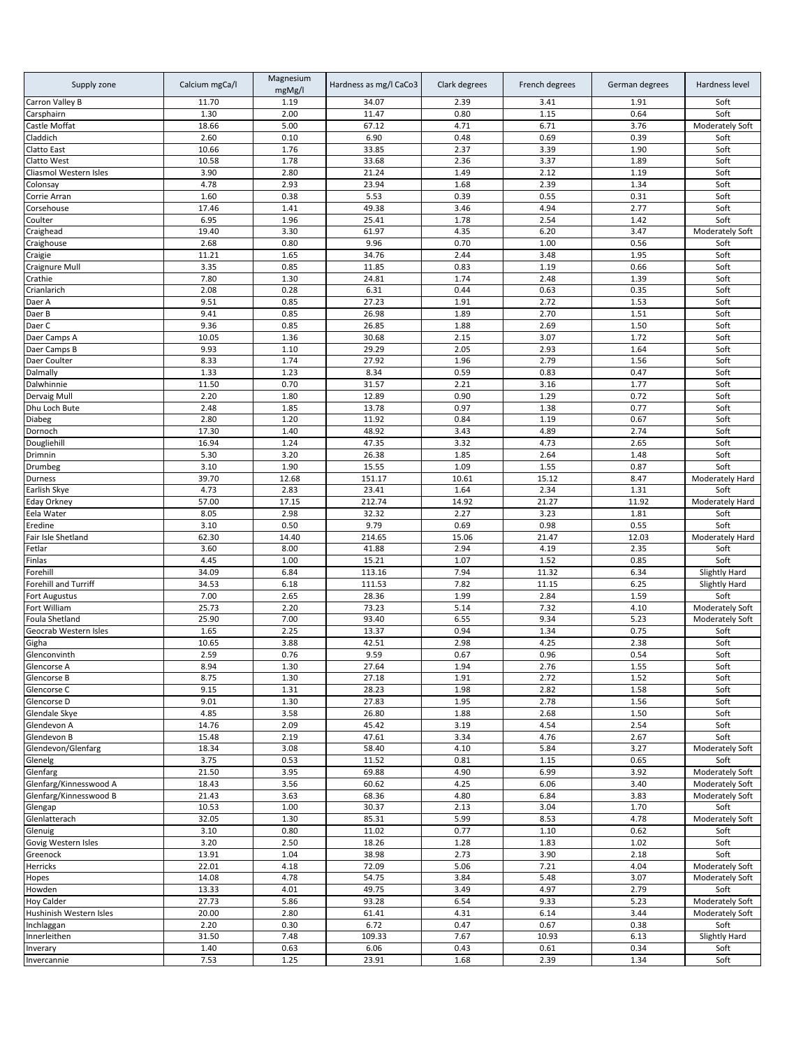| Supply zone | Calcium mgCa/l | Magnesium mgMg/l | Hardness as mg/l CaCo3 | Clark degrees | French degrees | German degrees | Hardness level |
|---|---|---|---|---|---|---|---|
| Carron Valley B | 11.70 | 1.19 | 34.07 | 2.39 | 3.41 | 1.91 | Soft |
| Carsphairn | 1.30 | 2.00 | 11.47 | 0.80 | 1.15 | 0.64 | Soft |
| Castle Moffat | 18.66 | 5.00 | 67.12 | 4.71 | 6.71 | 3.76 | Moderately Soft |
| Claddich | 2.60 | 0.10 | 6.90 | 0.48 | 0.69 | 0.39 | Soft |
| Clatto East | 10.66 | 1.76 | 33.85 | 2.37 | 3.39 | 1.90 | Soft |
| Clatto West | 10.58 | 1.78 | 33.68 | 2.36 | 3.37 | 1.89 | Soft |
| Cliasmol Western Isles | 3.90 | 2.80 | 21.24 | 1.49 | 2.12 | 1.19 | Soft |
| Colonsay | 4.78 | 2.93 | 23.94 | 1.68 | 2.39 | 1.34 | Soft |
| Corrie Arran | 1.60 | 0.38 | 5.53 | 0.39 | 0.55 | 0.31 | Soft |
| Corsehouse | 17.46 | 1.41 | 49.38 | 3.46 | 4.94 | 2.77 | Soft |
| Coulter | 6.95 | 1.96 | 25.41 | 1.78 | 2.54 | 1.42 | Soft |
| Craighead | 19.40 | 3.30 | 61.97 | 4.35 | 6.20 | 3.47 | Moderately Soft |
| Craighouse | 2.68 | 0.80 | 9.96 | 0.70 | 1.00 | 0.56 | Soft |
| Craigie | 11.21 | 1.65 | 34.76 | 2.44 | 3.48 | 1.95 | Soft |
| Craignure Mull | 3.35 | 0.85 | 11.85 | 0.83 | 1.19 | 0.66 | Soft |
| Crathie | 7.80 | 1.30 | 24.81 | 1.74 | 2.48 | 1.39 | Soft |
| Crianlarich | 2.08 | 0.28 | 6.31 | 0.44 | 0.63 | 0.35 | Soft |
| Daer A | 9.51 | 0.85 | 27.23 | 1.91 | 2.72 | 1.53 | Soft |
| Daer B | 9.41 | 0.85 | 26.98 | 1.89 | 2.70 | 1.51 | Soft |
| Daer C | 9.36 | 0.85 | 26.85 | 1.88 | 2.69 | 1.50 | Soft |
| Daer Camps A | 10.05 | 1.36 | 30.68 | 2.15 | 3.07 | 1.72 | Soft |
| Daer Camps B | 9.93 | 1.10 | 29.29 | 2.05 | 2.93 | 1.64 | Soft |
| Daer Coulter | 8.33 | 1.74 | 27.92 | 1.96 | 2.79 | 1.56 | Soft |
| Dalmally | 1.33 | 1.23 | 8.34 | 0.59 | 0.83 | 0.47 | Soft |
| Dalwhinnie | 11.50 | 0.70 | 31.57 | 2.21 | 3.16 | 1.77 | Soft |
| Dervaig Mull | 2.20 | 1.80 | 12.89 | 0.90 | 1.29 | 0.72 | Soft |
| Dhu Loch Bute | 2.48 | 1.85 | 13.78 | 0.97 | 1.38 | 0.77 | Soft |
| Diabeg | 2.80 | 1.20 | 11.92 | 0.84 | 1.19 | 0.67 | Soft |
| Dornoch | 17.30 | 1.40 | 48.92 | 3.43 | 4.89 | 2.74 | Soft |
| Dougliehill | 16.94 | 1.24 | 47.35 | 3.32 | 4.73 | 2.65 | Soft |
| Drimnin | 5.30 | 3.20 | 26.38 | 1.85 | 2.64 | 1.48 | Soft |
| Drumbeg | 3.10 | 1.90 | 15.55 | 1.09 | 1.55 | 0.87 | Soft |
| Durness | 39.70 | 12.68 | 151.17 | 10.61 | 15.12 | 8.47 | Moderately Hard |
| Earlish Skye | 4.73 | 2.83 | 23.41 | 1.64 | 2.34 | 1.31 | Soft |
| Eday Orkney | 57.00 | 17.15 | 212.74 | 14.92 | 21.27 | 11.92 | Moderately Hard |
| Eela Water | 8.05 | 2.98 | 32.32 | 2.27 | 3.23 | 1.81 | Soft |
| Eredine | 3.10 | 0.50 | 9.79 | 0.69 | 0.98 | 0.55 | Soft |
| Fair Isle Shetland | 62.30 | 14.40 | 214.65 | 15.06 | 21.47 | 12.03 | Moderately Hard |
| Fetlar | 3.60 | 8.00 | 41.88 | 2.94 | 4.19 | 2.35 | Soft |
| Finlas | 4.45 | 1.00 | 15.21 | 1.07 | 1.52 | 0.85 | Soft |
| Forehill | 34.09 | 6.84 | 113.16 | 7.94 | 11.32 | 6.34 | Slightly Hard |
| Forehill and Turriff | 34.53 | 6.18 | 111.53 | 7.82 | 11.15 | 6.25 | Slightly Hard |
| Fort Augustus | 7.00 | 2.65 | 28.36 | 1.99 | 2.84 | 1.59 | Soft |
| Fort William | 25.73 | 2.20 | 73.23 | 5.14 | 7.32 | 4.10 | Moderately Soft |
| Foula Shetland | 25.90 | 7.00 | 93.40 | 6.55 | 9.34 | 5.23 | Moderately Soft |
| Geocrab Western Isles | 1.65 | 2.25 | 13.37 | 0.94 | 1.34 | 0.75 | Soft |
| Gigha | 10.65 | 3.88 | 42.51 | 2.98 | 4.25 | 2.38 | Soft |
| Glenconvinth | 2.59 | 0.76 | 9.59 | 0.67 | 0.96 | 0.54 | Soft |
| Glencorse A | 8.94 | 1.30 | 27.64 | 1.94 | 2.76 | 1.55 | Soft |
| Glencorse B | 8.75 | 1.30 | 27.18 | 1.91 | 2.72 | 1.52 | Soft |
| Glencorse C | 9.15 | 1.31 | 28.23 | 1.98 | 2.82 | 1.58 | Soft |
| Glencorse D | 9.01 | 1.30 | 27.83 | 1.95 | 2.78 | 1.56 | Soft |
| Glendale Skye | 4.85 | 3.58 | 26.80 | 1.88 | 2.68 | 1.50 | Soft |
| Glendevon A | 14.76 | 2.09 | 45.42 | 3.19 | 4.54 | 2.54 | Soft |
| Glendevon B | 15.48 | 2.19 | 47.61 | 3.34 | 4.76 | 2.67 | Soft |
| Glendevon/Glenfarg | 18.34 | 3.08 | 58.40 | 4.10 | 5.84 | 3.27 | Moderately Soft |
| Glenelg | 3.75 | 0.53 | 11.52 | 0.81 | 1.15 | 0.65 | Soft |
| Glenfarg | 21.50 | 3.95 | 69.88 | 4.90 | 6.99 | 3.92 | Moderately Soft |
| Glenfarg/Kinnesswood A | 18.43 | 3.56 | 60.62 | 4.25 | 6.06 | 3.40 | Moderately Soft |
| Glenfarg/Kinnesswood B | 21.43 | 3.63 | 68.36 | 4.80 | 6.84 | 3.83 | Moderately Soft |
| Glengap | 10.53 | 1.00 | 30.37 | 2.13 | 3.04 | 1.70 | Soft |
| Glenlatterach | 32.05 | 1.30 | 85.31 | 5.99 | 8.53 | 4.78 | Moderately Soft |
| Glenuig | 3.10 | 0.80 | 11.02 | 0.77 | 1.10 | 0.62 | Soft |
| Govig Western Isles | 3.20 | 2.50 | 18.26 | 1.28 | 1.83 | 1.02 | Soft |
| Greenock | 13.91 | 1.04 | 38.98 | 2.73 | 3.90 | 2.18 | Soft |
| Herricks | 22.01 | 4.18 | 72.09 | 5.06 | 7.21 | 4.04 | Moderately Soft |
| Hopes | 14.08 | 4.78 | 54.75 | 3.84 | 5.48 | 3.07 | Moderately Soft |
| Howden | 13.33 | 4.01 | 49.75 | 3.49 | 4.97 | 2.79 | Soft |
| Hoy Calder | 27.73 | 5.86 | 93.28 | 6.54 | 9.33 | 5.23 | Moderately Soft |
| Hushinish Western Isles | 20.00 | 2.80 | 61.41 | 4.31 | 6.14 | 3.44 | Moderately Soft |
| Inchlaggan | 2.20 | 0.30 | 6.72 | 0.47 | 0.67 | 0.38 | Soft |
| Innerleithen | 31.50 | 7.48 | 109.33 | 7.67 | 10.93 | 6.13 | Slightly Hard |
| Inverary | 1.40 | 0.63 | 6.06 | 0.43 | 0.61 | 0.34 | Soft |
| Invercannie | 7.53 | 1.25 | 23.91 | 1.68 | 2.39 | 1.34 | Soft |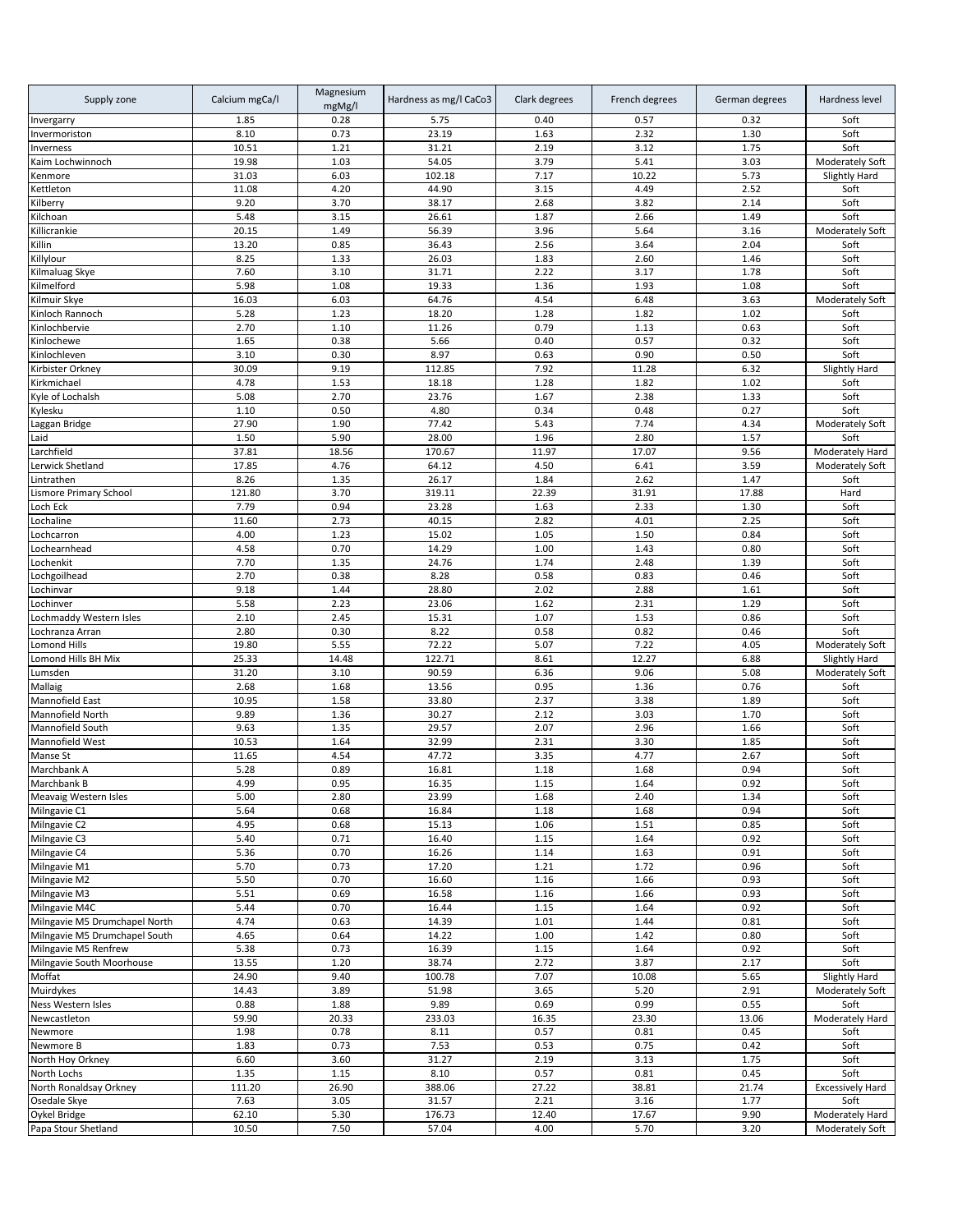| Supply zone | Calcium mgCa/l | Magnesium mgMg/l | Hardness as mg/l CaCo3 | Clark degrees | French degrees | German degrees | Hardness level |
|---|---|---|---|---|---|---|---|
| Invergarry | 1.85 | 0.28 | 5.75 | 0.40 | 0.57 | 0.32 | Soft |
| Invermoriston | 8.10 | 0.73 | 23.19 | 1.63 | 2.32 | 1.30 | Soft |
| Inverness | 10.51 | 1.21 | 31.21 | 2.19 | 3.12 | 1.75 | Soft |
| Kaim Lochwinnoch | 19.98 | 1.03 | 54.05 | 3.79 | 5.41 | 3.03 | Moderately Soft |
| Kenmore | 31.03 | 6.03 | 102.18 | 7.17 | 10.22 | 5.73 | Slightly Hard |
| Kettleton | 11.08 | 4.20 | 44.90 | 3.15 | 4.49 | 2.52 | Soft |
| Kilberry | 9.20 | 3.70 | 38.17 | 2.68 | 3.82 | 2.14 | Soft |
| Kilchoan | 5.48 | 3.15 | 26.61 | 1.87 | 2.66 | 1.49 | Soft |
| Killicrankie | 20.15 | 1.49 | 56.39 | 3.96 | 5.64 | 3.16 | Moderately Soft |
| Killin | 13.20 | 0.85 | 36.43 | 2.56 | 3.64 | 2.04 | Soft |
| Killylour | 8.25 | 1.33 | 26.03 | 1.83 | 2.60 | 1.46 | Soft |
| Kilmaluag Skye | 7.60 | 3.10 | 31.71 | 2.22 | 3.17 | 1.78 | Soft |
| Kilmelford | 5.98 | 1.08 | 19.33 | 1.36 | 1.93 | 1.08 | Soft |
| Kilmuir Skye | 16.03 | 6.03 | 64.76 | 4.54 | 6.48 | 3.63 | Moderately Soft |
| Kinloch Rannoch | 5.28 | 1.23 | 18.20 | 1.28 | 1.82 | 1.02 | Soft |
| Kinlochbervie | 2.70 | 1.10 | 11.26 | 0.79 | 1.13 | 0.63 | Soft |
| Kinlochewe | 1.65 | 0.38 | 5.66 | 0.40 | 0.57 | 0.32 | Soft |
| Kinlochleven | 3.10 | 0.30 | 8.97 | 0.63 | 0.90 | 0.50 | Soft |
| Kirbister Orkney | 30.09 | 9.19 | 112.85 | 7.92 | 11.28 | 6.32 | Slightly Hard |
| Kirkmichael | 4.78 | 1.53 | 18.18 | 1.28 | 1.82 | 1.02 | Soft |
| Kyle of Lochalsh | 5.08 | 2.70 | 23.76 | 1.67 | 2.38 | 1.33 | Soft |
| Kylesku | 1.10 | 0.50 | 4.80 | 0.34 | 0.48 | 0.27 | Soft |
| Laggan Bridge | 27.90 | 1.90 | 77.42 | 5.43 | 7.74 | 4.34 | Moderately Soft |
| Laid | 1.50 | 5.90 | 28.00 | 1.96 | 2.80 | 1.57 | Soft |
| Larchfield | 37.81 | 18.56 | 170.67 | 11.97 | 17.07 | 9.56 | Moderately Hard |
| Lerwick Shetland | 17.85 | 4.76 | 64.12 | 4.50 | 6.41 | 3.59 | Moderately Soft |
| Lintrathen | 8.26 | 1.35 | 26.17 | 1.84 | 2.62 | 1.47 | Soft |
| Lismore Primary School | 121.80 | 3.70 | 319.11 | 22.39 | 31.91 | 17.88 | Hard |
| Loch Eck | 7.79 | 0.94 | 23.28 | 1.63 | 2.33 | 1.30 | Soft |
| Lochaline | 11.60 | 2.73 | 40.15 | 2.82 | 4.01 | 2.25 | Soft |
| Lochcarron | 4.00 | 1.23 | 15.02 | 1.05 | 1.50 | 0.84 | Soft |
| Lochearnhead | 4.58 | 0.70 | 14.29 | 1.00 | 1.43 | 0.80 | Soft |
| Lochenkit | 7.70 | 1.35 | 24.76 | 1.74 | 2.48 | 1.39 | Soft |
| Lochgoilhead | 2.70 | 0.38 | 8.28 | 0.58 | 0.83 | 0.46 | Soft |
| Lochinvar | 9.18 | 1.44 | 28.80 | 2.02 | 2.88 | 1.61 | Soft |
| Lochinver | 5.58 | 2.23 | 23.06 | 1.62 | 2.31 | 1.29 | Soft |
| Lochmaddy Western Isles | 2.10 | 2.45 | 15.31 | 1.07 | 1.53 | 0.86 | Soft |
| Lochranza Arran | 2.80 | 0.30 | 8.22 | 0.58 | 0.82 | 0.46 | Soft |
| Lomond Hills | 19.80 | 5.55 | 72.22 | 5.07 | 7.22 | 4.05 | Moderately Soft |
| Lomond Hills BH Mix | 25.33 | 14.48 | 122.71 | 8.61 | 12.27 | 6.88 | Slightly Hard |
| Lumsden | 31.20 | 3.10 | 90.59 | 6.36 | 9.06 | 5.08 | Moderately Soft |
| Mallaig | 2.68 | 1.68 | 13.56 | 0.95 | 1.36 | 0.76 | Soft |
| Mannofield East | 10.95 | 1.58 | 33.80 | 2.37 | 3.38 | 1.89 | Soft |
| Mannofield North | 9.89 | 1.36 | 30.27 | 2.12 | 3.03 | 1.70 | Soft |
| Mannofield South | 9.63 | 1.35 | 29.57 | 2.07 | 2.96 | 1.66 | Soft |
| Mannofield West | 10.53 | 1.64 | 32.99 | 2.31 | 3.30 | 1.85 | Soft |
| Manse St | 11.65 | 4.54 | 47.72 | 3.35 | 4.77 | 2.67 | Soft |
| Marchbank A | 5.28 | 0.89 | 16.81 | 1.18 | 1.68 | 0.94 | Soft |
| Marchbank B | 4.99 | 0.95 | 16.35 | 1.15 | 1.64 | 0.92 | Soft |
| Meavaig Western Isles | 5.00 | 2.80 | 23.99 | 1.68 | 2.40 | 1.34 | Soft |
| Milngavie C1 | 5.64 | 0.68 | 16.84 | 1.18 | 1.68 | 0.94 | Soft |
| Milngavie C2 | 4.95 | 0.68 | 15.13 | 1.06 | 1.51 | 0.85 | Soft |
| Milngavie C3 | 5.40 | 0.71 | 16.40 | 1.15 | 1.64 | 0.92 | Soft |
| Milngavie C4 | 5.36 | 0.70 | 16.26 | 1.14 | 1.63 | 0.91 | Soft |
| Milngavie M1 | 5.70 | 0.73 | 17.20 | 1.21 | 1.72 | 0.96 | Soft |
| Milngavie M2 | 5.50 | 0.70 | 16.60 | 1.16 | 1.66 | 0.93 | Soft |
| Milngavie M3 | 5.51 | 0.69 | 16.58 | 1.16 | 1.66 | 0.93 | Soft |
| Milngavie M4C | 5.44 | 0.70 | 16.44 | 1.15 | 1.64 | 0.92 | Soft |
| Milngavie M5 Drumchapel North | 4.74 | 0.63 | 14.39 | 1.01 | 1.44 | 0.81 | Soft |
| Milngavie M5 Drumchapel South | 4.65 | 0.64 | 14.22 | 1.00 | 1.42 | 0.80 | Soft |
| Milngavie M5 Renfrew | 5.38 | 0.73 | 16.39 | 1.15 | 1.64 | 0.92 | Soft |
| Milngavie South Moorhouse | 13.55 | 1.20 | 38.74 | 2.72 | 3.87 | 2.17 | Soft |
| Moffat | 24.90 | 9.40 | 100.78 | 7.07 | 10.08 | 5.65 | Slightly Hard |
| Muirdykes | 14.43 | 3.89 | 51.98 | 3.65 | 5.20 | 2.91 | Moderately Soft |
| Ness Western Isles | 0.88 | 1.88 | 9.89 | 0.69 | 0.99 | 0.55 | Soft |
| Newcastleton | 59.90 | 20.33 | 233.03 | 16.35 | 23.30 | 13.06 | Moderately Hard |
| Newmore | 1.98 | 0.78 | 8.11 | 0.57 | 0.81 | 0.45 | Soft |
| Newmore B | 1.83 | 0.73 | 7.53 | 0.53 | 0.75 | 0.42 | Soft |
| North Hoy Orkney | 6.60 | 3.60 | 31.27 | 2.19 | 3.13 | 1.75 | Soft |
| North Lochs | 1.35 | 1.15 | 8.10 | 0.57 | 0.81 | 0.45 | Soft |
| North Ronaldsay Orkney | 111.20 | 26.90 | 388.06 | 27.22 | 38.81 | 21.74 | Excessively Hard |
| Osedale Skye | 7.63 | 3.05 | 31.57 | 2.21 | 3.16 | 1.77 | Soft |
| Oykel Bridge | 62.10 | 5.30 | 176.73 | 12.40 | 17.67 | 9.90 | Moderately Hard |
| Papa Stour Shetland | 10.50 | 7.50 | 57.04 | 4.00 | 5.70 | 3.20 | Moderately Soft |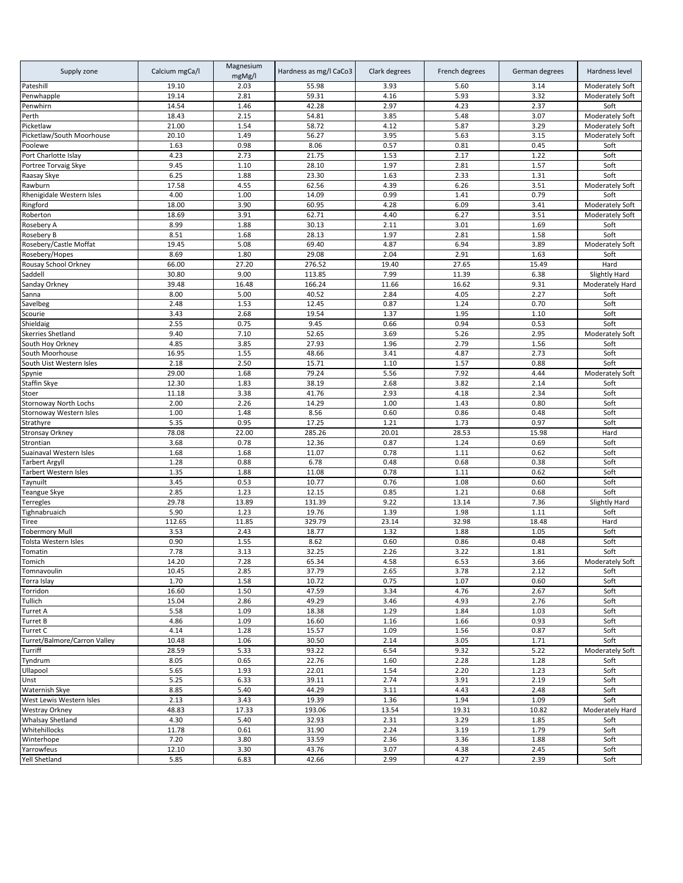| Supply zone | Calcium mgCa/l | Magnesium mgMg/l | Hardness as mg/l CaCo3 | Clark degrees | French degrees | German degrees | Hardness level |
|---|---|---|---|---|---|---|---|
| Pateshill | 19.10 | 2.03 | 55.98 | 3.93 | 5.60 | 3.14 | Moderately Soft |
| Penwhapple | 19.14 | 2.81 | 59.31 | 4.16 | 5.93 | 3.32 | Moderately Soft |
| Penwhirn | 14.54 | 1.46 | 42.28 | 2.97 | 4.23 | 2.37 | Soft |
| Perth | 18.43 | 2.15 | 54.81 | 3.85 | 5.48 | 3.07 | Moderately Soft |
| Picketlaw | 21.00 | 1.54 | 58.72 | 4.12 | 5.87 | 3.29 | Moderately Soft |
| Picketlaw/South Moorhouse | 20.10 | 1.49 | 56.27 | 3.95 | 5.63 | 3.15 | Moderately Soft |
| Poolewe | 1.63 | 0.98 | 8.06 | 0.57 | 0.81 | 0.45 | Soft |
| Port Charlotte Islay | 4.23 | 2.73 | 21.75 | 1.53 | 2.17 | 1.22 | Soft |
| Portree Torvaig Skye | 9.45 | 1.10 | 28.10 | 1.97 | 2.81 | 1.57 | Soft |
| Raasay Skye | 6.25 | 1.88 | 23.30 | 1.63 | 2.33 | 1.31 | Soft |
| Rawburn | 17.58 | 4.55 | 62.56 | 4.39 | 6.26 | 3.51 | Moderately Soft |
| Rhenigidale Western Isles | 4.00 | 1.00 | 14.09 | 0.99 | 1.41 | 0.79 | Soft |
| Ringford | 18.00 | 3.90 | 60.95 | 4.28 | 6.09 | 3.41 | Moderately Soft |
| Roberton | 18.69 | 3.91 | 62.71 | 4.40 | 6.27 | 3.51 | Moderately Soft |
| Rosebery A | 8.99 | 1.88 | 30.13 | 2.11 | 3.01 | 1.69 | Soft |
| Rosebery B | 8.51 | 1.68 | 28.13 | 1.97 | 2.81 | 1.58 | Soft |
| Rosebery/Castle Moffat | 19.45 | 5.08 | 69.40 | 4.87 | 6.94 | 3.89 | Moderately Soft |
| Rosebery/Hopes | 8.69 | 1.80 | 29.08 | 2.04 | 2.91 | 1.63 | Soft |
| Rousay School Orkney | 66.00 | 27.20 | 276.52 | 19.40 | 27.65 | 15.49 | Hard |
| Saddell | 30.80 | 9.00 | 113.85 | 7.99 | 11.39 | 6.38 | Slightly Hard |
| Sanday Orkney | 39.48 | 16.48 | 166.24 | 11.66 | 16.62 | 9.31 | Moderately Hard |
| Sanna | 8.00 | 5.00 | 40.52 | 2.84 | 4.05 | 2.27 | Soft |
| Savelbeg | 2.48 | 1.53 | 12.45 | 0.87 | 1.24 | 0.70 | Soft |
| Scourie | 3.43 | 2.68 | 19.54 | 1.37 | 1.95 | 1.10 | Soft |
| Shieldaig | 2.55 | 0.75 | 9.45 | 0.66 | 0.94 | 0.53 | Soft |
| Skerries Shetland | 9.40 | 7.10 | 52.65 | 3.69 | 5.26 | 2.95 | Moderately Soft |
| South Hoy Orkney | 4.85 | 3.85 | 27.93 | 1.96 | 2.79 | 1.56 | Soft |
| South Moorhouse | 16.95 | 1.55 | 48.66 | 3.41 | 4.87 | 2.73 | Soft |
| South Uist Western Isles | 2.18 | 2.50 | 15.71 | 1.10 | 1.57 | 0.88 | Soft |
| Spynie | 29.00 | 1.68 | 79.24 | 5.56 | 7.92 | 4.44 | Moderately Soft |
| Staffin Skye | 12.30 | 1.83 | 38.19 | 2.68 | 3.82 | 2.14 | Soft |
| Stoer | 11.18 | 3.38 | 41.76 | 2.93 | 4.18 | 2.34 | Soft |
| Stornoway North Lochs | 2.00 | 2.26 | 14.29 | 1.00 | 1.43 | 0.80 | Soft |
| Stornoway Western Isles | 1.00 | 1.48 | 8.56 | 0.60 | 0.86 | 0.48 | Soft |
| Strathyre | 5.35 | 0.95 | 17.25 | 1.21 | 1.73 | 0.97 | Soft |
| Stronsay Orkney | 78.08 | 22.00 | 285.26 | 20.01 | 28.53 | 15.98 | Hard |
| Strontian | 3.68 | 0.78 | 12.36 | 0.87 | 1.24 | 0.69 | Soft |
| Suainaval Western Isles | 1.68 | 1.68 | 11.07 | 0.78 | 1.11 | 0.62 | Soft |
| Tarbert Argyll | 1.28 | 0.88 | 6.78 | 0.48 | 0.68 | 0.38 | Soft |
| Tarbert Western Isles | 1.35 | 1.88 | 11.08 | 0.78 | 1.11 | 0.62 | Soft |
| Taynuilt | 3.45 | 0.53 | 10.77 | 0.76 | 1.08 | 0.60 | Soft |
| Teangue Skye | 2.85 | 1.23 | 12.15 | 0.85 | 1.21 | 0.68 | Soft |
| Terregles | 29.78 | 13.89 | 131.39 | 9.22 | 13.14 | 7.36 | Slightly Hard |
| Tighnabruaich | 5.90 | 1.23 | 19.76 | 1.39 | 1.98 | 1.11 | Soft |
| Tiree | 112.65 | 11.85 | 329.79 | 23.14 | 32.98 | 18.48 | Hard |
| Tobermory Mull | 3.53 | 2.43 | 18.77 | 1.32 | 1.88 | 1.05 | Soft |
| Tolsta Western Isles | 0.90 | 1.55 | 8.62 | 0.60 | 0.86 | 0.48 | Soft |
| Tomatin | 7.78 | 3.13 | 32.25 | 2.26 | 3.22 | 1.81 | Soft |
| Tomich | 14.20 | 7.28 | 65.34 | 4.58 | 6.53 | 3.66 | Moderately Soft |
| Tomnavoulin | 10.45 | 2.85 | 37.79 | 2.65 | 3.78 | 2.12 | Soft |
| Torra Islay | 1.70 | 1.58 | 10.72 | 0.75 | 1.07 | 0.60 | Soft |
| Torridon | 16.60 | 1.50 | 47.59 | 3.34 | 4.76 | 2.67 | Soft |
| Tullich | 15.04 | 2.86 | 49.29 | 3.46 | 4.93 | 2.76 | Soft |
| Turret A | 5.58 | 1.09 | 18.38 | 1.29 | 1.84 | 1.03 | Soft |
| Turret B | 4.86 | 1.09 | 16.60 | 1.16 | 1.66 | 0.93 | Soft |
| Turret C | 4.14 | 1.28 | 15.57 | 1.09 | 1.56 | 0.87 | Soft |
| Turret/Balmore/Carron Valley | 10.48 | 1.06 | 30.50 | 2.14 | 3.05 | 1.71 | Soft |
| Turriff | 28.59 | 5.33 | 93.22 | 6.54 | 9.32 | 5.22 | Moderately Soft |
| Tyndrum | 8.05 | 0.65 | 22.76 | 1.60 | 2.28 | 1.28 | Soft |
| Ullapool | 5.65 | 1.93 | 22.01 | 1.54 | 2.20 | 1.23 | Soft |
| Unst | 5.25 | 6.33 | 39.11 | 2.74 | 3.91 | 2.19 | Soft |
| Waternish Skye | 8.85 | 5.40 | 44.29 | 3.11 | 4.43 | 2.48 | Soft |
| West Lewis Western Isles | 2.13 | 3.43 | 19.39 | 1.36 | 1.94 | 1.09 | Soft |
| Westray Orkney | 48.83 | 17.33 | 193.06 | 13.54 | 19.31 | 10.82 | Moderately Hard |
| Whalsay Shetland | 4.30 | 5.40 | 32.93 | 2.31 | 3.29 | 1.85 | Soft |
| Whitehillocks | 11.78 | 0.61 | 31.90 | 2.24 | 3.19 | 1.79 | Soft |
| Winterhope | 7.20 | 3.80 | 33.59 | 2.36 | 3.36 | 1.88 | Soft |
| Yarrowfeus | 12.10 | 3.30 | 43.76 | 3.07 | 4.38 | 2.45 | Soft |
| Yell Shetland | 5.85 | 6.83 | 42.66 | 2.99 | 4.27 | 2.39 | Soft |